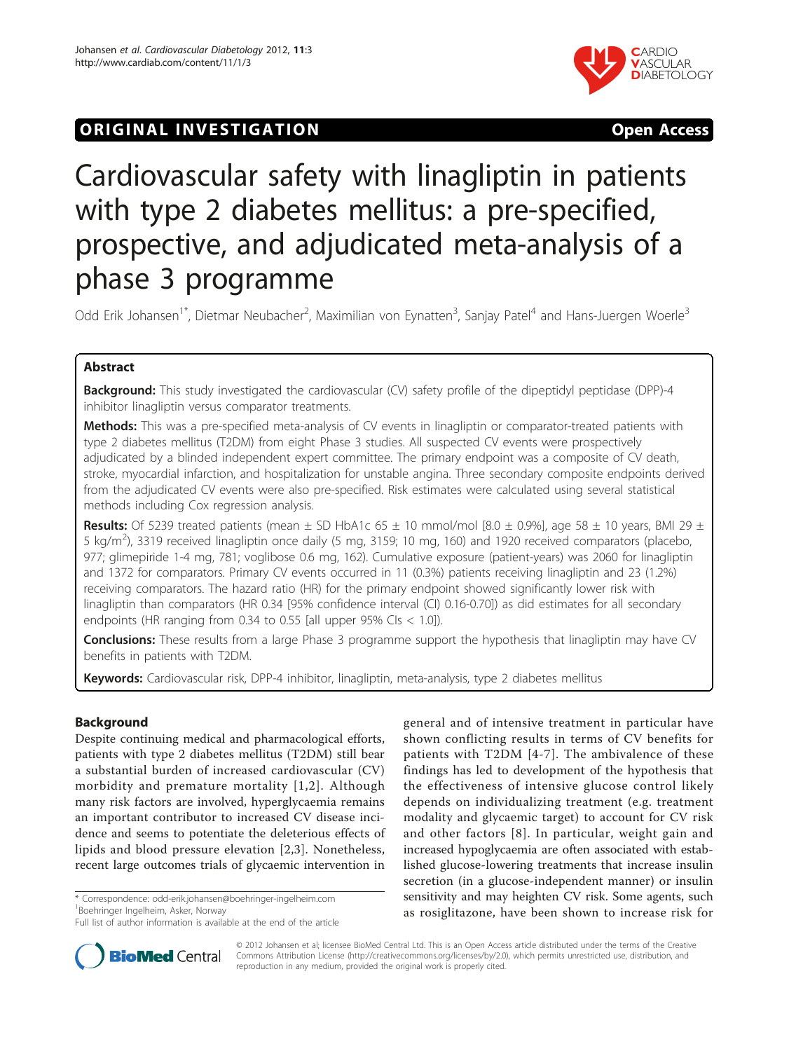ORIGINAL INVESTIGATION Open Access

# Cardiovascular safety with linagliptin in patients with type 2 diabetes mellitus: a pre-specified, prospective, and adjudicated meta-analysis of a phase 3 programme

Odd Erik Johansen[1*], Dietmar Neubacher[2], Maximilian von Eynatten[3], Sanjay Patel[4] and Hans-Juergen Woerle[3]

## Abstract

**Background:** This study investigated the cardiovascular (CV) safety profile of the dipeptidyl peptidase (DPP)-4 inhibitor linagliptin versus comparator treatments.

**Methods:** This was a pre-specified meta-analysis of CV events in linagliptin or comparator-treated patients with type 2 diabetes mellitus (T2DM) from eight Phase 3 studies. All suspected CV events were prospectively adjudicated by a blinded independent expert committee. The primary endpoint was a composite of CV death, stroke, myocardial infarction, and hospitalization for unstable angina. Three secondary composite endpoints derived from the adjudicated CV events were also pre-specified. Risk estimates were calculated using several statistical methods including Cox regression analysis.

**Results:** Of 5239 treated patients (mean ± SD HbA1c 65 ± 10 mmol/mol [8.0 ± 0.9%], age 58 ± 10 years, BMI 29 ± 5 kg/m$^2$), 3319 received linagliptin once daily (5 mg, 3159; 10 mg, 160) and 1920 received comparators (placebo, 977; glimepiride 1-4 mg, 781; voglibose 0.6 mg, 162). Cumulative exposure (patient-years) was 2060 for linagliptin and 1372 for comparators. Primary CV events occurred in 11 (0.3%) patients receiving linagliptin and 23 (1.2%) receiving comparators. The hazard ratio (HR) for the primary endpoint showed significantly lower risk with linagliptin than comparators (HR 0.34 [95% confidence interval (CI) 0.16-0.70]) as did estimates for all secondary endpoints (HR ranging from 0.34 to 0.55 [all upper 95% CIs < 1.0]).

**Conclusions:** These results from a large Phase 3 programme support the hypothesis that linagliptin may have CV benefits in patients with T2DM.

**Keywords:** Cardiovascular risk, DPP-4 inhibitor, linagliptin, meta-analysis, type 2 diabetes mellitus

## Background

Despite continuing medical and pharmacological efforts, patients with type 2 diabetes mellitus (T2DM) still bear a substantial burden of increased cardiovascular (CV) morbidity and premature mortality [1,2]. Although many risk factors are involved, hyperglycaemia remains an important contributor to increased CV disease incidence and seems to potentiate the deleterious effects of lipids and blood pressure elevation [2,3]. Nonetheless, recent large outcomes trials of glycaemic intervention in general and of intensive treatment in particular have shown conflicting results in terms of CV benefits for patients with T2DM [4-7]. The ambivalence of these findings has led to development of the hypothesis that the effectiveness of intensive glucose control likely depends on individualizing treatment (e.g. treatment modality and glycaemic target) to account for CV risk and other factors [8]. In particular, weight gain and increased hypoglycaemia are often associated with established glucose-lowering treatments that increase insulin secretion (in a glucose-independent manner) or insulin sensitivity and may heighten CV risk. Some agents, such as rosiglitazone, have been shown to increase risk for

\* Correspondence: odd-erik.johansen@boehringer-ingelheim.com
[1]Boehringer Ingelheim, Asker, Norway
Full list of author information is available at the end of the article

© 2012 Johansen et al; licensee BioMed Central Ltd. This is an Open Access article distributed under the terms of the Creative Commons Attribution License (http://creativecommons.org/licenses/by/2.0), which permits unrestricted use, distribution, and reproduction in any medium, provided the original work is properly cited.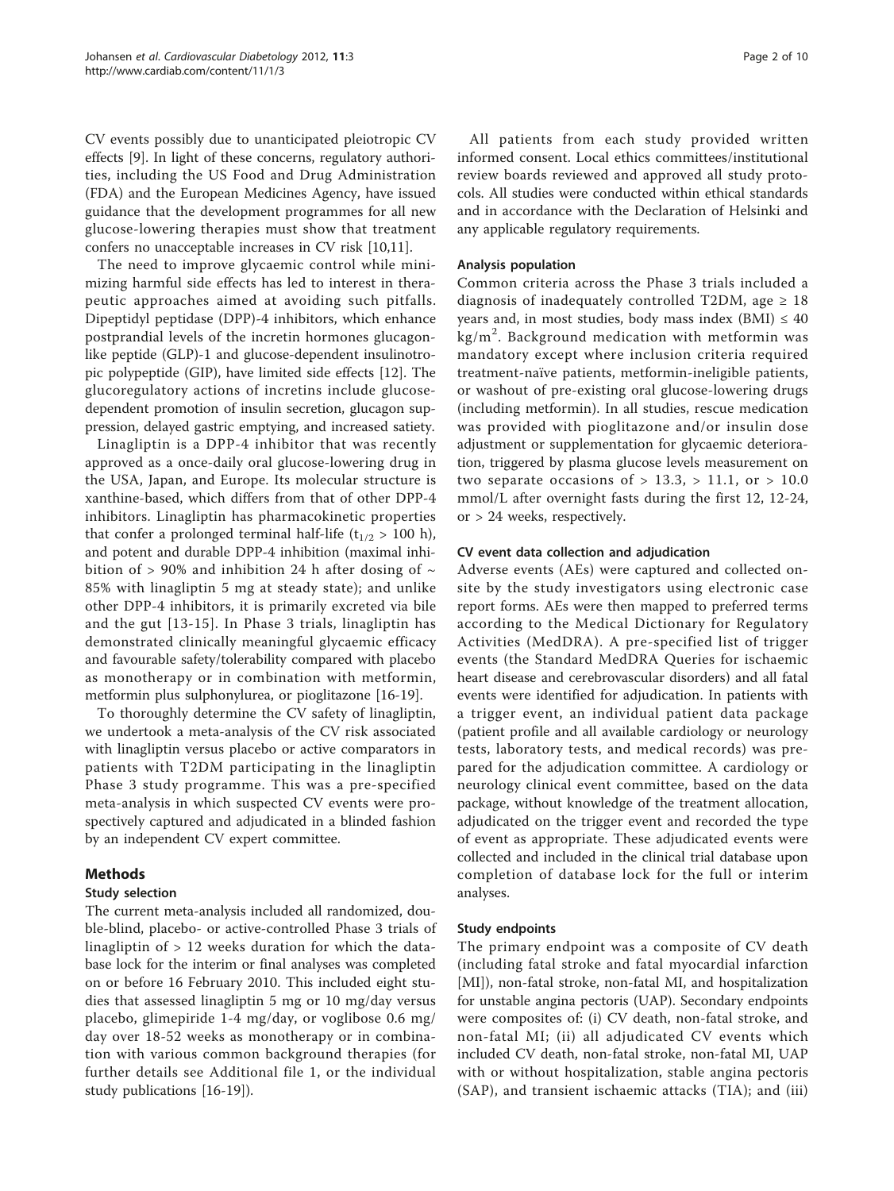CV events possibly due to unanticipated pleiotropic CV effects [9]. In light of these concerns, regulatory authorities, including the US Food and Drug Administration (FDA) and the European Medicines Agency, have issued guidance that the development programmes for all new glucose-lowering therapies must show that treatment confers no unacceptable increases in CV risk [10,11].

The need to improve glycaemic control while minimizing harmful side effects has led to interest in therapeutic approaches aimed at avoiding such pitfalls. Dipeptidyl peptidase (DPP)-4 inhibitors, which enhance postprandial levels of the incretin hormones glucagon-like peptide (GLP)-1 and glucose-dependent insulinotropic polypeptide (GIP), have limited side effects [12]. The glucoregulatory actions of incretins include glucose-dependent promotion of insulin secretion, glucagon suppression, delayed gastric emptying, and increased satiety.

Linagliptin is a DPP-4 inhibitor that was recently approved as a once-daily oral glucose-lowering drug in the USA, Japan, and Europe. Its molecular structure is xanthine-based, which differs from that of other DPP-4 inhibitors. Linagliptin has pharmacokinetic properties that confer a prolonged terminal half-life ($t_{1/2}$ > 100 h), and potent and durable DPP-4 inhibition (maximal inhibition of > 90% and inhibition 24 h after dosing of ~ 85% with linagliptin 5 mg at steady state); and unlike other DPP-4 inhibitors, it is primarily excreted via bile and the gut [13-15]. In Phase 3 trials, linagliptin has demonstrated clinically meaningful glycaemic efficacy and favourable safety/tolerability compared with placebo as monotherapy or in combination with metformin, metformin plus sulphonylurea, or pioglitazone [16-19].

To thoroughly determine the CV safety of linagliptin, we undertook a meta-analysis of the CV risk associated with linagliptin versus placebo or active comparators in patients with T2DM participating in the linagliptin Phase 3 study programme. This was a pre-specified meta-analysis in which suspected CV events were prospectively captured and adjudicated in a blinded fashion by an independent CV expert committee.

## Methods

### Study selection

The current meta-analysis included all randomized, double-blind, placebo- or active-controlled Phase 3 trials of linagliptin of > 12 weeks duration for which the database lock for the interim or final analyses was completed on or before 16 February 2010. This included eight studies that assessed linagliptin 5 mg or 10 mg/day versus placebo, glimepiride 1-4 mg/day, or voglibose 0.6 mg/day over 18-52 weeks as monotherapy or in combination with various common background therapies (for further details see Additional file 1, or the individual study publications [16-19]).

All patients from each study provided written informed consent. Local ethics committees/institutional review boards reviewed and approved all study protocols. All studies were conducted within ethical standards and in accordance with the Declaration of Helsinki and any applicable regulatory requirements.

### Analysis population

Common criteria across the Phase 3 trials included a diagnosis of inadequately controlled T2DM, age ≥ 18 years and, in most studies, body mass index (BMI) ≤ 40 $kg/m^2$. Background medication with metformin was mandatory except where inclusion criteria required treatment-naïve patients, metformin-ineligible patients, or washout of pre-existing oral glucose-lowering drugs (including metformin). In all studies, rescue medication was provided with pioglitazone and/or insulin dose adjustment or supplementation for glycaemic deterioration, triggered by plasma glucose levels measurement on two separate occasions of > 13.3, > 11.1, or > 10.0 mmol/L after overnight fasts during the first 12, 12-24, or > 24 weeks, respectively.

### CV event data collection and adjudication

Adverse events (AEs) were captured and collected on-site by the study investigators using electronic case report forms. AEs were then mapped to preferred terms according to the Medical Dictionary for Regulatory Activities (MedDRA). A pre-specified list of trigger events (the Standard MedDRA Queries for ischaemic heart disease and cerebrovascular disorders) and all fatal events were identified for adjudication. In patients with a trigger event, an individual patient data package (patient profile and all available cardiology or neurology tests, laboratory tests, and medical records) was prepared for the adjudication committee. A cardiology or neurology clinical event committee, based on the data package, without knowledge of the treatment allocation, adjudicated on the trigger event and recorded the type of event as appropriate. These adjudicated events were collected and included in the clinical trial database upon completion of database lock for the full or interim analyses.

### Study endpoints

The primary endpoint was a composite of CV death (including fatal stroke and fatal myocardial infarction [MI]), non-fatal stroke, non-fatal MI, and hospitalization for unstable angina pectoris (UAP). Secondary endpoints were composites of: (i) CV death, non-fatal stroke, and non-fatal MI; (ii) all adjudicated CV events which included CV death, non-fatal stroke, non-fatal MI, UAP with or without hospitalization, stable angina pectoris (SAP), and transient ischaemic attacks (TIA); and (iii)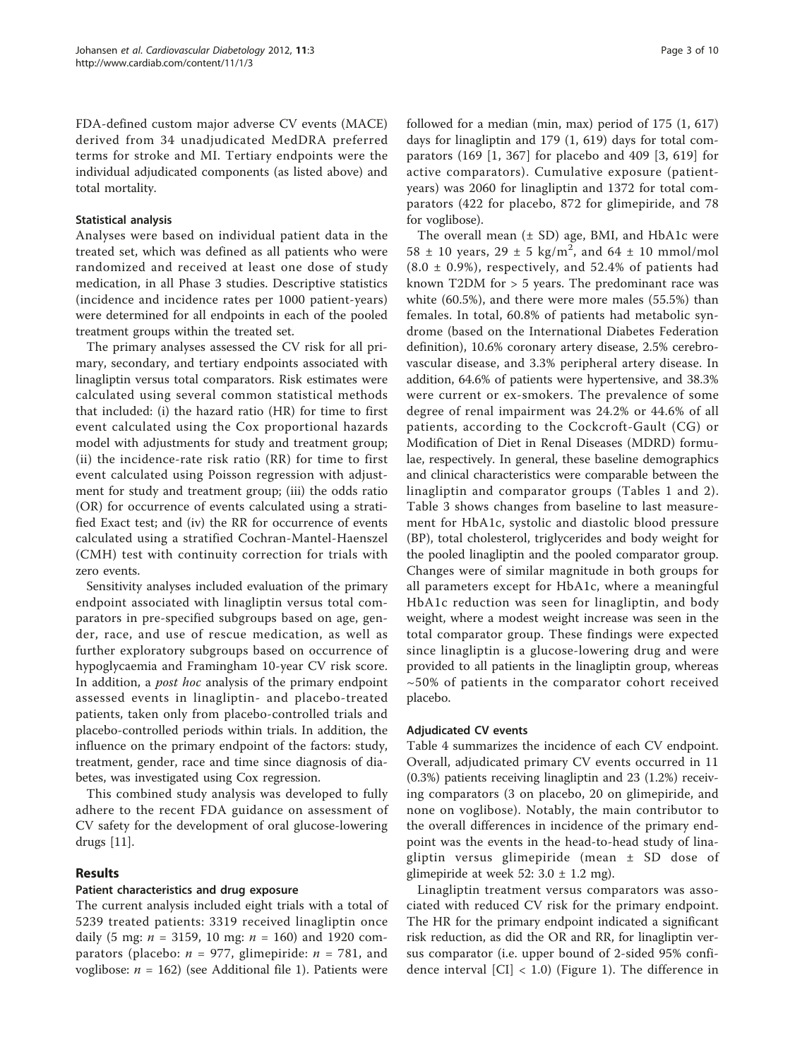FDA-defined custom major adverse CV events (MACE) derived from 34 unadjudicated MedDRA preferred terms for stroke and MI. Tertiary endpoints were the individual adjudicated components (as listed above) and total mortality.

#### Statistical analysis

Analyses were based on individual patient data in the treated set, which was defined as all patients who were randomized and received at least one dose of study medication, in all Phase 3 studies. Descriptive statistics (incidence and incidence rates per 1000 patient-years) were determined for all endpoints in each of the pooled treatment groups within the treated set.

The primary analyses assessed the CV risk for all primary, secondary, and tertiary endpoints associated with linagliptin versus total comparators. Risk estimates were calculated using several common statistical methods that included: (i) the hazard ratio (HR) for time to first event calculated using the Cox proportional hazards model with adjustments for study and treatment group; (ii) the incidence-rate risk ratio (RR) for time to first event calculated using Poisson regression with adjustment for study and treatment group; (iii) the odds ratio (OR) for occurrence of events calculated using a stratified Exact test; and (iv) the RR for occurrence of events calculated using a stratified Cochran-Mantel-Haenszel (CMH) test with continuity correction for trials with zero events.

Sensitivity analyses included evaluation of the primary endpoint associated with linagliptin versus total comparators in pre-specified subgroups based on age, gender, race, and use of rescue medication, as well as further exploratory subgroups based on occurrence of hypoglycaemia and Framingham 10-year CV risk score. In addition, a *post hoc* analysis of the primary endpoint assessed events in linagliptin- and placebo-treated patients, taken only from placebo-controlled trials and placebo-controlled periods within trials. In addition, the influence on the primary endpoint of the factors: study, treatment, gender, race and time since diagnosis of diabetes, was investigated using Cox regression.

This combined study analysis was developed to fully adhere to the recent FDA guidance on assessment of CV safety for the development of oral glucose-lowering drugs [11].

## Results

#### Patient characteristics and drug exposure

The current analysis included eight trials with a total of 5239 treated patients: 3319 received linagliptin once daily (5 mg: $n$ = 3159, 10 mg: $n$ = 160) and 1920 comparators (placebo: $n$ = 977, glimepiride: $n$ = 781, and voglibose: $n$ = 162) (see Additional file 1). Patients were followed for a median (min, max) period of 175 (1, 617) days for linagliptin and 179 (1, 619) days for total comparators (169 [1, 367] for placebo and 409 [3, 619] for active comparators). Cumulative exposure (patient-years) was 2060 for linagliptin and 1372 for total comparators (422 for placebo, 872 for glimepiride, and 78 for voglibose).

The overall mean (± SD) age, BMI, and HbA1c were 58 ± 10 years, 29 ± 5 kg/m$^2$, and 64 ± 10 mmol/mol (8.0 ± 0.9%), respectively, and 52.4% of patients had known T2DM for > 5 years. The predominant race was white (60.5%), and there were more males (55.5%) than females. In total, 60.8% of patients had metabolic syndrome (based on the International Diabetes Federation definition), 10.6% coronary artery disease, 2.5% cerebrovascular disease, and 3.3% peripheral artery disease. In addition, 64.6% of patients were hypertensive, and 38.3% were current or ex-smokers. The prevalence of some degree of renal impairment was 24.2% or 44.6% of all patients, according to the Cockcroft-Gault (CG) or Modification of Diet in Renal Diseases (MDRD) formulae, respectively. In general, these baseline demographics and clinical characteristics were comparable between the linagliptin and comparator groups (Tables 1 and 2). Table 3 shows changes from baseline to last measurement for HbA1c, systolic and diastolic blood pressure (BP), total cholesterol, triglycerides and body weight for the pooled linagliptin and the pooled comparator group. Changes were of similar magnitude in both groups for all parameters except for HbA1c, where a meaningful HbA1c reduction was seen for linagliptin, and body weight, where a modest weight increase was seen in the total comparator group. These findings were expected since linagliptin is a glucose-lowering drug and were provided to all patients in the linagliptin group, whereas ~50% of patients in the comparator cohort received placebo.

#### Adjudicated CV events

Table 4 summarizes the incidence of each CV endpoint. Overall, adjudicated primary CV events occurred in 11 (0.3%) patients receiving linagliptin and 23 (1.2%) receiving comparators (3 on placebo, 20 on glimepiride, and none on voglibose). Notably, the main contributor to the overall differences in incidence of the primary endpoint was the events in the head-to-head study of linagliptin versus glimepiride (mean ± SD dose of glimepiride at week 52: 3.0 ± 1.2 mg).

Linagliptin treatment versus comparators was associated with reduced CV risk for the primary endpoint. The HR for the primary endpoint indicated a significant risk reduction, as did the OR and RR, for linagliptin versus comparator (i.e. upper bound of 2-sided 95% confidence interval [CI] < 1.0) (Figure 1). The difference in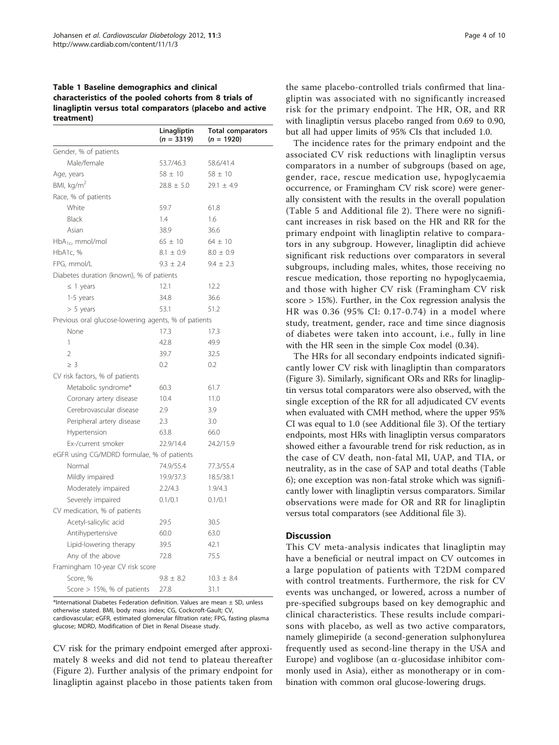**Table 1 Baseline demographics and clinical characteristics of the pooled cohorts from 8 trials of linagliptin versus total comparators (placebo and active treatment)**

| | Linagliptin ($n$ = 3319) | Total comparators ($n$ = 1920) |
|---|---|---|
| Gender, % of patients | | |
| Male/female | 53.7/46.3 | 58.6/41.4 |
| Age, years | 58 ± 10 | 58 ± 10 |
| BMI, kg/m$^2$ | 28.8 ± 5.0 | 29.1 ± 4.9 |
| Race, % of patients | | |
| White | 59.7 | 61.8 |
| Black | 1.4 | 1.6 |
| Asian | 38.9 | 36.6 |
| HbA$_{1c}$, mmol/mol | 65 ± 10 | 64 ± 10 |
| HbA1c, % | 8.1 ± 0.9 | 8.0 ± 0.9 |
| FPG, mmol/L | 9.3 ± 2.4 | 9.4 ± 2.3 |
| Diabetes duration (known), % of patients | | |
| ≤ 1 years | 12.1 | 12.2 |
| 1-5 years | 34.8 | 36.6 |
| > 5 years | 53.1 | 51.2 |
| Previous oral glucose-lowering agents, % of patients | | |
| None | 17.3 | 17.3 |
| 1 | 42.8 | 49.9 |
| 2 | 39.7 | 32.5 |
| ≥ 3 | 0.2 | 0.2 |
| CV risk factors, % of patients | | |
| Metabolic syndrome* | 60.3 | 61.7 |
| Coronary artery disease | 10.4 | 11.0 |
| Cerebrovascular disease | 2.9 | 3.9 |
| Peripheral artery disease | 2.3 | 3.0 |
| Hypertension | 63.8 | 66.0 |
| Ex-/current smoker | 22.9/14.4 | 24.2/15.9 |
| eGFR using CG/MDRD formulae, % of patients | | |
| Normal | 74.9/55.4 | 77.3/55.4 |
| Mildly impaired | 19.9/37.3 | 18.5/38.1 |
| Moderately impaired | 2.2/4.3 | 1.9/4.3 |
| Severely impaired | 0.1/0.1 | 0.1/0.1 |
| CV medication, % of patients | | |
| Acetyl-salicylic acid | 29.5 | 30.5 |
| Antihypertensive | 60.0 | 63.0 |
| Lipid-lowering therapy | 39.5 | 42.1 |
| Any of the above | 72.8 | 75.5 |
| Framingham 10-year CV risk score | | |
| Score, % | 9.8 ± 8.2 | 10.3 ± 8.4 |
| Score > 15%, % of patients | 27.8 | 31.1 |

*International Diabetes Federation definition. Values are mean ± SD, unless otherwise stated. BMI, body mass index; CG, Cockcroft-Gault; CV, cardiovascular; eGFR, estimated glomerular filtration rate; FPG, fasting plasma glucose; MDRD, Modification of Diet in Renal Disease study.

CV risk for the primary endpoint emerged after approximately 8 weeks and did not tend to plateau thereafter (Figure 2). Further analysis of the primary endpoint for linagliptin against placebo in those patients taken from the same placebo-controlled trials confirmed that linagliptin was associated with no significantly increased risk for the primary endpoint. The HR, OR, and RR with linagliptin versus placebo ranged from 0.69 to 0.90, but all had upper limits of 95% CIs that included 1.0.

The incidence rates for the primary endpoint and the associated CV risk reductions with linagliptin versus comparators in a number of subgroups (based on age, gender, race, rescue medication use, hypoglycaemia occurrence, or Framingham CV risk score) were generally consistent with the results in the overall population (Table 5 and Additional file 2). There were no significant increases in risk based on the HR and RR for the primary endpoint with linagliptin relative to comparators in any subgroup. However, linagliptin did achieve significant risk reductions over comparators in several subgroups, including males, whites, those receiving no rescue medication, those reporting no hypoglycaemia, and those with higher CV risk (Framingham CV risk score > 15%). Further, in the Cox regression analysis the HR was 0.36 (95% CI: 0.17-0.74) in a model where study, treatment, gender, race and time since diagnosis of diabetes were taken into account, i.e., fully in line with the HR seen in the simple Cox model (0.34).

The HRs for all secondary endpoints indicated significantly lower CV risk with linagliptin than comparators (Figure 3). Similarly, significant ORs and RRs for linagliptin versus total comparators were also observed, with the single exception of the RR for all adjudicated CV events when evaluated with CMH method, where the upper 95% CI was equal to 1.0 (see Additional file 3). Of the tertiary endpoints, most HRs with linagliptin versus comparators showed either a favourable trend for risk reduction, as in the case of CV death, non-fatal MI, UAP, and TIA, or neutrality, as in the case of SAP and total deaths (Table 6); one exception was non-fatal stroke which was significantly lower with linagliptin versus comparators. Similar observations were made for OR and RR for linagliptin versus total comparators (see Additional file 3).

## Discussion

This CV meta-analysis indicates that linagliptin may have a beneficial or neutral impact on CV outcomes in a large population of patients with T2DM compared with control treatments. Furthermore, the risk for CV events was unchanged, or lowered, across a number of pre-specified subgroups based on key demographic and clinical characteristics. These results include comparisons with placebo, as well as two active comparators, namely glimepiride (a second-generation sulphonylurea frequently used as second-line therapy in the USA and Europe) and voglibose (an $\alpha$-glucosidase inhibitor commonly used in Asia), either as monotherapy or in combination with common oral glucose-lowering drugs.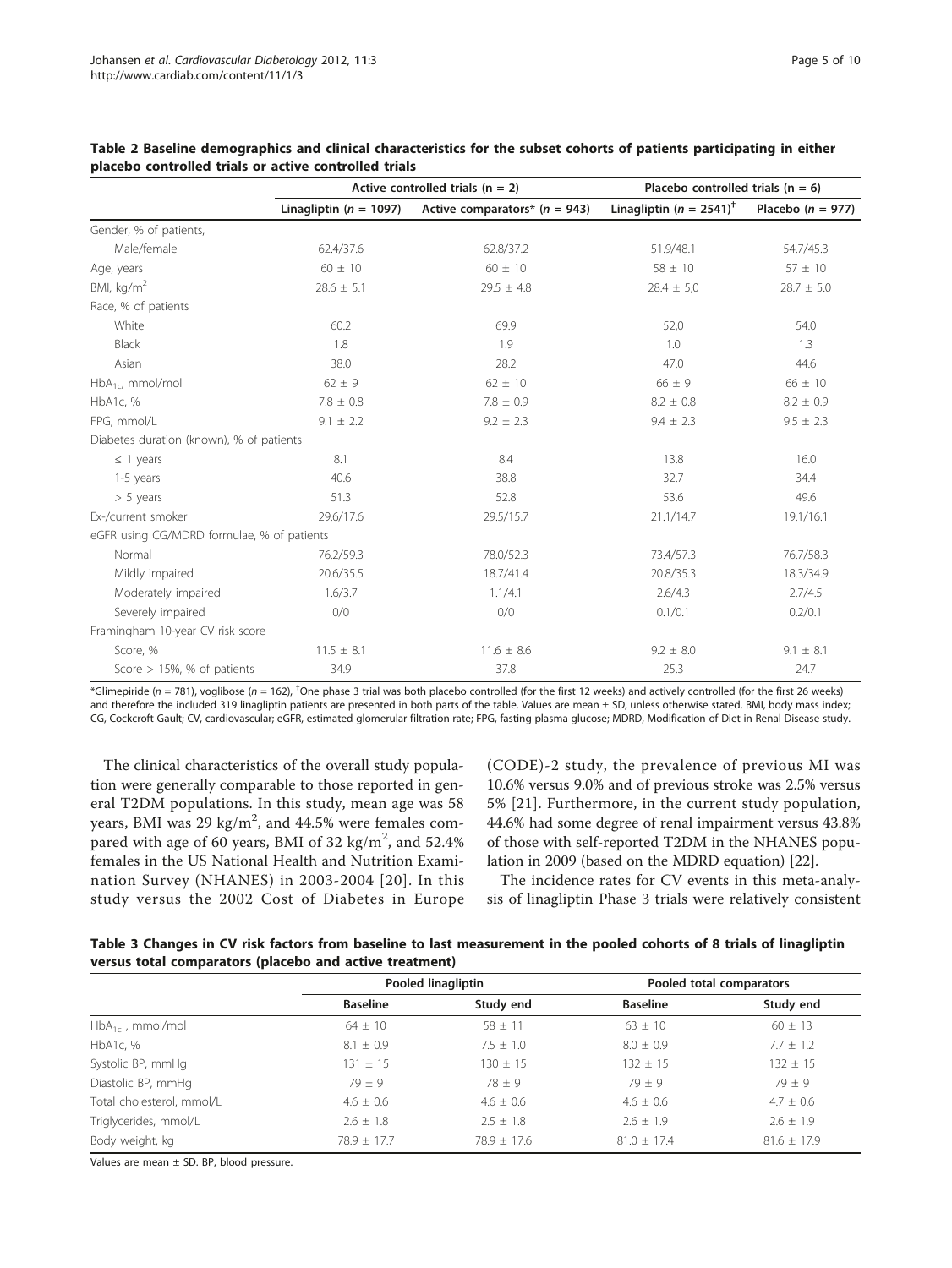**Table 2 Baseline demographics and clinical characteristics for the subset cohorts of patients participating in either placebo controlled trials or active controlled trials**

| | Active controlled trials (n = 2) | | Placebo controlled trials (n = 6) | |
|---|---|---|---|---|
| | Linagliptin (*n* = 1097) | Active comparators* (*n* = 943) | Linagliptin (*n* = 2541)[†] | Placebo (*n* = 977) |
| Gender, % of patients, | | | | |
| Male/female | 62.4/37.6 | 62.8/37.2 | 51.9/48.1 | 54.7/45.3 |
| Age, years | 60 ± 10 | 60 ± 10 | 58 ± 10 | 57 ± 10 |
| BMI, kg/m$^2$ | 28.6 ± 5.1 | 29.5 ± 4.8 | 28.4 ± 5,0 | 28.7 ± 5.0 |
| Race, % of patients | | | | |
| White | 60.2 | 69.9 | 52,0 | 54.0 |
| Black | 1.8 | 1.9 | 1.0 | 1.3 |
| Asian | 38.0 | 28.2 | 47.0 | 44.6 |
| $HbA_{1c}$, mmol/mol | 62 ± 9 | 62 ± 10 | 66 ± 9 | 66 ± 10 |
| HbA1c, % | 7.8 ± 0.8 | 7.8 ± 0.9 | 8.2 ± 0.8 | 8.2 ± 0.9 |
| FPG, mmol/L | 9.1 ± 2.2 | 9.2 ± 2.3 | 9.4 ± 2.3 | 9.5 ± 2.3 |
| Diabetes duration (known), % of patients | | | | |
| ≤ 1 years | 8.1 | 8.4 | 13.8 | 16.0 |
| 1-5 years | 40.6 | 38.8 | 32.7 | 34.4 |
| > 5 years | 51.3 | 52.8 | 53.6 | 49.6 |
| Ex-/current smoker | 29.6/17.6 | 29.5/15.7 | 21.1/14.7 | 19.1/16.1 |
| eGFR using CG/MDRD formulae, % of patients | | | | |
| Normal | 76.2/59.3 | 78.0/52.3 | 73.4/57.3 | 76.7/58.3 |
| Mildly impaired | 20.6/35.5 | 18.7/41.4 | 20.8/35.3 | 18.3/34.9 |
| Moderately impaired | 1.6/3.7 | 1.1/4.1 | 2.6/4.3 | 2.7/4.5 |
| Severely impaired | 0/0 | 0/0 | 0.1/0.1 | 0.2/0.1 |
| Framingham 10-year CV risk score | | | | |
| Score, % | 11.5 ± 8.1 | 11.6 ± 8.6 | 9.2 ± 8.0 | 9.1 ± 8.1 |
| Score > 15%, % of patients | 34.9 | 37.8 | 25.3 | 24.7 |

*Glimepiride (*n* = 781), voglibose (*n* = 162), [†]One phase 3 trial was both placebo controlled (for the first 12 weeks) and actively controlled (for the first 26 weeks) and therefore the included 319 linagliptin patients are presented in both parts of the table. Values are mean ± SD, unless otherwise stated. BMI, body mass index; CG, Cockcroft-Gault; CV, cardiovascular; eGFR, estimated glomerular filtration rate; FPG, fasting plasma glucose; MDRD, Modification of Diet in Renal Disease study.

The clinical characteristics of the overall study population were generally comparable to those reported in general T2DM populations. In this study, mean age was 58 years, BMI was 29 kg/m$^2$, and 44.5% were females compared with age of 60 years, BMI of 32 kg/m$^2$, and 52.4% females in the US National Health and Nutrition Examination Survey (NHANES) in 2003-2004 [20]. In this study versus the 2002 Cost of Diabetes in Europe (CODE)-2 study, the prevalence of previous MI was 10.6% versus 9.0% and of previous stroke was 2.5% versus 5% [21]. Furthermore, in the current study population, 44.6% had some degree of renal impairment versus 43.8% of those with self-reported T2DM in the NHANES population in 2009 (based on the MDRD equation) [22].

The incidence rates for CV events in this meta-analysis of linagliptin Phase 3 trials were relatively consistent

**Table 3 Changes in CV risk factors from baseline to last measurement in the pooled cohorts of 8 trials of linagliptin versus total comparators (placebo and active treatment)**

| | Pooled linagliptin | | Pooled total comparators | |
|---|---|---|---|---|
| | Baseline | Study end | Baseline | Study end |
| $HbA_{1c}$ , mmol/mol | 64 ± 10 | 58 ± 11 | 63 ± 10 | 60 ± 13 |
| HbA1c, % | 8.1 ± 0.9 | 7.5 ± 1.0 | 8.0 ± 0.9 | 7.7 ± 1.2 |
| Systolic BP, mmHg | 131 ± 15 | 130 ± 15 | 132 ± 15 | 132 ± 15 |
| Diastolic BP, mmHg | 79 ± 9 | 78 ± 9 | 79 ± 9 | 79 ± 9 |
| Total cholesterol, mmol/L | 4.6 ± 0.6 | 4.6 ± 0.6 | 4.6 ± 0.6 | 4.7 ± 0.6 |
| Triglycerides, mmol/L | 2.6 ± 1.8 | 2.5 ± 1.8 | 2.6 ± 1.9 | 2.6 ± 1.9 |
| Body weight, kg | 78.9 ± 17.7 | 78.9 ± 17.6 | 81.0 ± 17.4 | 81.6 ± 17.9 |

Values are mean ± SD. BP, blood pressure.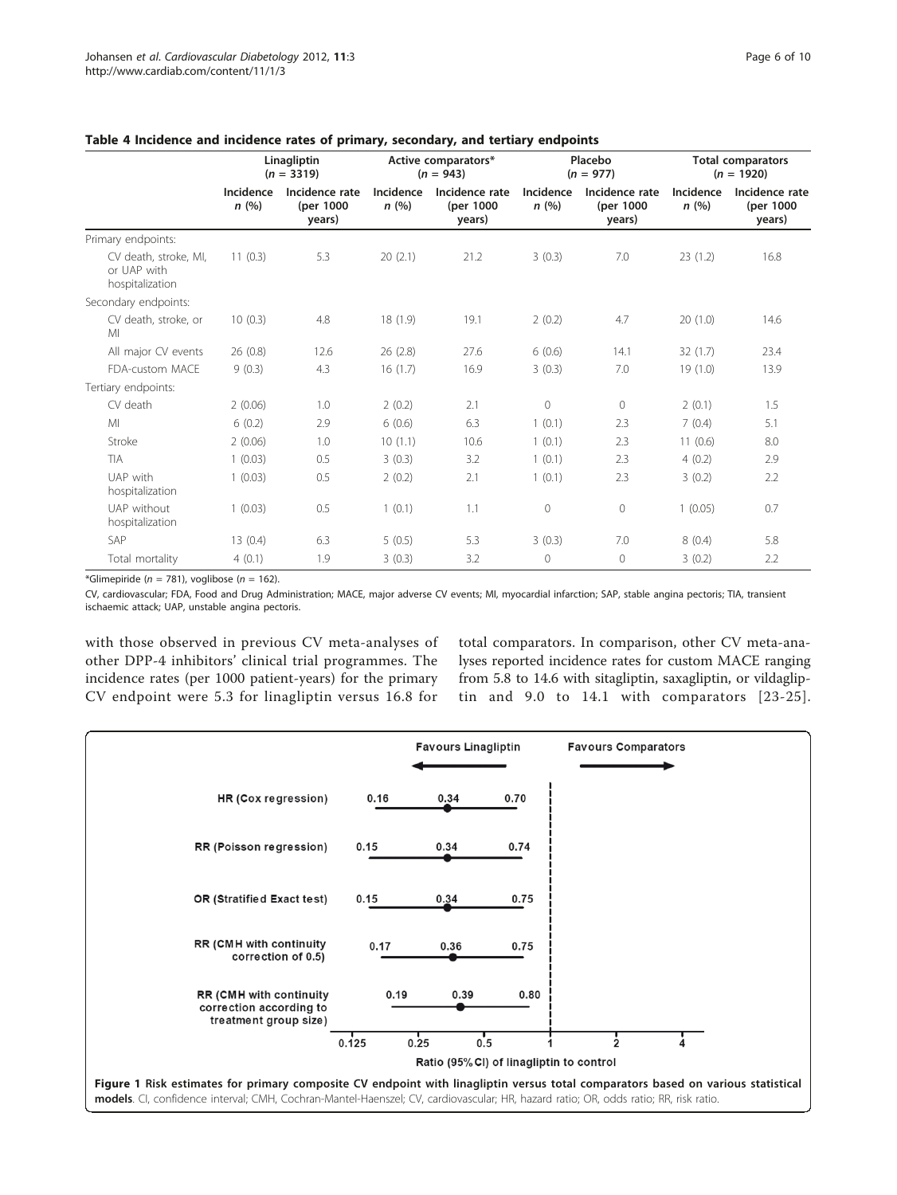**Table 4 Incidence and incidence rates of primary, secondary, and tertiary endpoints**

| | Linagliptin (*n* = 3319) | | Active comparators* (*n* = 943) | | Placebo (*n* = 977) | | Total comparators (*n* = 1920) | |
|---|---|---|---|---|---|---|---|---|
| | Incidence *n* (%) | Incidence rate (per 1000 years) | Incidence *n* (%) | Incidence rate (per 1000 years) | Incidence *n* (%) | Incidence rate (per 1000 years) | Incidence *n* (%) | Incidence rate (per 1000 years) |
| Primary endpoints: | | | | | | | | |
| CV death, stroke, MI, or UAP with hospitalization | 11 (0.3) | 5.3 | 20 (2.1) | 21.2 | 3 (0.3) | 7.0 | 23 (1.2) | 16.8 |
| Secondary endpoints: | | | | | | | | |
| CV death, stroke, or MI | 10 (0.3) | 4.8 | 18 (1.9) | 19.1 | 2 (0.2) | 4.7 | 20 (1.0) | 14.6 |
| All major CV events | 26 (0.8) | 12.6 | 26 (2.8) | 27.6 | 6 (0.6) | 14.1 | 32 (1.7) | 23.4 |
| FDA-custom MACE | 9 (0.3) | 4.3 | 16 (1.7) | 16.9 | 3 (0.3) | 7.0 | 19 (1.0) | 13.9 |
| Tertiary endpoints: | | | | | | | | |
| CV death | 2 (0.06) | 1.0 | 2 (0.2) | 2.1 | 0 | 0 | 2 (0.1) | 1.5 |
| MI | 6 (0.2) | 2.9 | 6 (0.6) | 6.3 | 1 (0.1) | 2.3 | 7 (0.4) | 5.1 |
| Stroke | 2 (0.06) | 1.0 | 10 (1.1) | 10.6 | 1 (0.1) | 2.3 | 11 (0.6) | 8.0 |
| TIA | 1 (0.03) | 0.5 | 3 (0.3) | 3.2 | 1 (0.1) | 2.3 | 4 (0.2) | 2.9 |
| UAP with hospitalization | 1 (0.03) | 0.5 | 2 (0.2) | 2.1 | 1 (0.1) | 2.3 | 3 (0.2) | 2.2 |
| UAP without hospitalization | 1 (0.03) | 0.5 | 1 (0.1) | 1.1 | 0 | 0 | 1 (0.05) | 0.7 |
| SAP | 13 (0.4) | 6.3 | 5 (0.5) | 5.3 | 3 (0.3) | 7.0 | 8 (0.4) | 5.8 |
| Total mortality | 4 (0.1) | 1.9 | 3 (0.3) | 3.2 | 0 | 0 | 3 (0.2) | 2.2 |

*Glimepiride (*n* = 781), voglibose (*n* = 162).

CV, cardiovascular; FDA, Food and Drug Administration; MACE, major adverse CV events; MI, myocardial infarction; SAP, stable angina pectoris; TIA, transient ischaemic attack; UAP, unstable angina pectoris.

with those observed in previous CV meta-analyses of other DPP-4 inhibitors' clinical trial programmes. The incidence rates (per 1000 patient-years) for the primary CV endpoint were 5.3 for linagliptin versus 16.8 for total comparators. In comparison, other CV meta-analyses reported incidence rates for custom MACE ranging from 5.8 to 14.6 with sitagliptin, saxagliptin, or vildagliptin and 9.0 to 14.1 with comparators [23-25].

| | Lower 95% CI | Estimate | Upper 95% CI |
|---|---|---|---|
| HR (Cox regression) | 0.16 | 0.34 | 0.70 |
| RR (Poisson regression) | 0.15 | 0.34 | 0.74 |
| OR (Stratified Exact test) | 0.15 | 0.34 | 0.75 |
| RR (CMH with continuity correction of 0.5) | 0.17 | 0.36 | 0.75 |
| RR (CMH with continuity correction according to treatment group size) | 0.19 | 0.39 | 0.80 |

Favours Linagliptin ← → Favours Comparators

Ratio (95% CI) of linagliptin to control (axis: 0.125, 0.25, 0.5, 1, 2, 4)

**Figure 1 Risk estimates for primary composite CV endpoint with linagliptin versus total comparators based on various statistical models**. CI, confidence interval; CMH, Cochran-Mantel-Haenszel; CV, cardiovascular; HR, hazard ratio; OR, odds ratio; RR, risk ratio.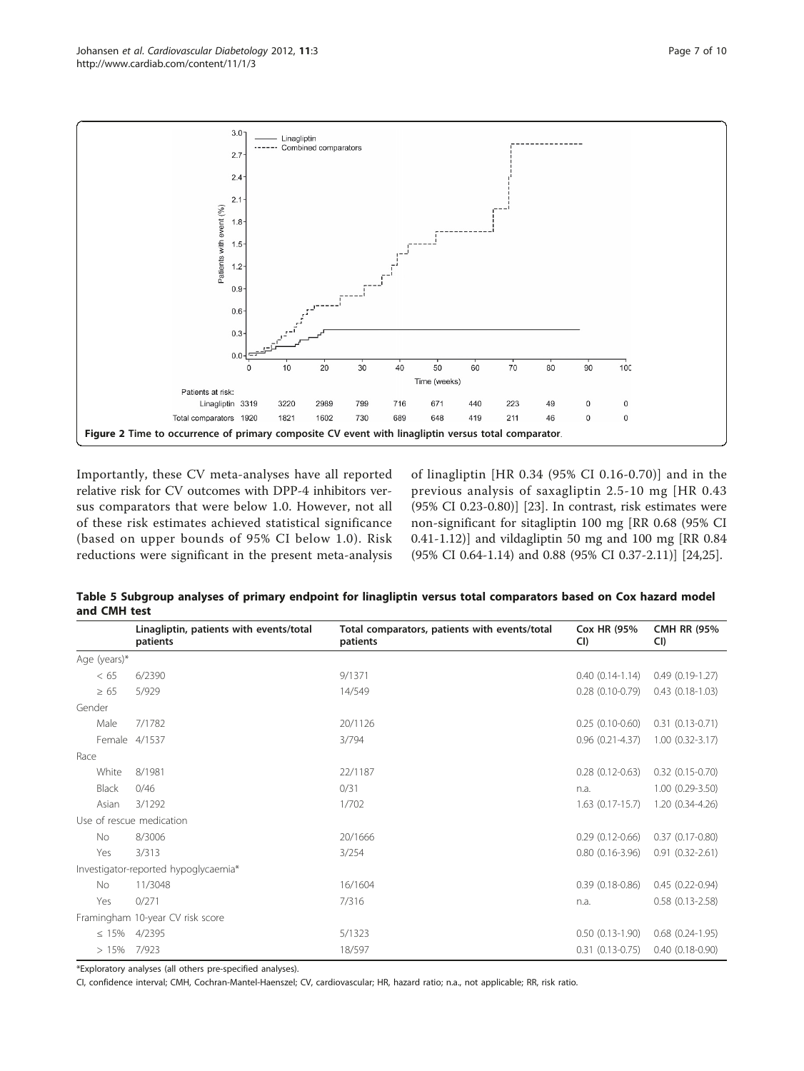Figure 2 Time to occurrence of primary composite CV event with linagliptin versus total comparator.

Importantly, these CV meta-analyses have all reported relative risk for CV outcomes with DPP-4 inhibitors versus comparators that were below 1.0. However, not all of these risk estimates achieved statistical significance (based on upper bounds of 95% CI below 1.0). Risk reductions were significant in the present meta-analysis of linagliptin [HR 0.34 (95% CI 0.16-0.70)] and in the previous analysis of saxagliptin 2.5-10 mg [HR 0.43 (95% CI 0.23-0.80)] [23]. In contrast, risk estimates were non-significant for sitagliptin 100 mg [RR 0.68 (95% CI 0.41-1.12)] and vildagliptin 50 mg and 100 mg [RR 0.84 (95% CI 0.64-1.14) and 0.88 (95% CI 0.37-2.11)] [24,25].

**Table 5 Subgroup analyses of primary endpoint for linagliptin versus total comparators based on Cox hazard model and CMH test**

| | Linagliptin, patients with events/total patients | Total comparators, patients with events/total patients | Cox HR (95% CI) | CMH RR (95% CI) |
|---|---|---|---|---|
| Age (years)* | | | | |
| < 65 | 6/2390 | 9/1371 | 0.40 (0.14-1.14) | 0.49 (0.19-1.27) |
| ≥ 65 | 5/929 | 14/549 | 0.28 (0.10-0.79) | 0.43 (0.18-1.03) |
| Gender | | | | |
| Male | 7/1782 | 20/1126 | 0.25 (0.10-0.60) | 0.31 (0.13-0.71) |
| Female | 4/1537 | 3/794 | 0.96 (0.21-4.37) | 1.00 (0.32-3.17) |
| Race | | | | |
| White | 8/1981 | 22/1187 | 0.28 (0.12-0.63) | 0.32 (0.15-0.70) |
| Black | 0/46 | 0/31 | n.a. | 1.00 (0.29-3.50) |
| Asian | 3/1292 | 1/702 | 1.63 (0.17-15.7) | 1.20 (0.34-4.26) |
| Use of rescue medication | | | | |
| No | 8/3006 | 20/1666 | 0.29 (0.12-0.66) | 0.37 (0.17-0.80) |
| Yes | 3/313 | 3/254 | 0.80 (0.16-3.96) | 0.91 (0.32-2.61) |
| Investigator-reported hypoglycaemia* | | | | |
| No | 11/3048 | 16/1604 | 0.39 (0.18-0.86) | 0.45 (0.22-0.94) |
| Yes | 0/271 | 7/316 | n.a. | 0.58 (0.13-2.58) |
| Framingham 10-year CV risk score | | | | |
| ≤ 15% | 4/2395 | 5/1323 | 0.50 (0.13-1.90) | 0.68 (0.24-1.95) |
| > 15% | 7/923 | 18/597 | 0.31 (0.13-0.75) | 0.40 (0.18-0.90) |

*Exploratory analyses (all others pre-specified analyses).

CI, confidence interval; CMH, Cochran-Mantel-Haenszel; CV, cardiovascular; HR, hazard ratio; n.a., not applicable; RR, risk ratio.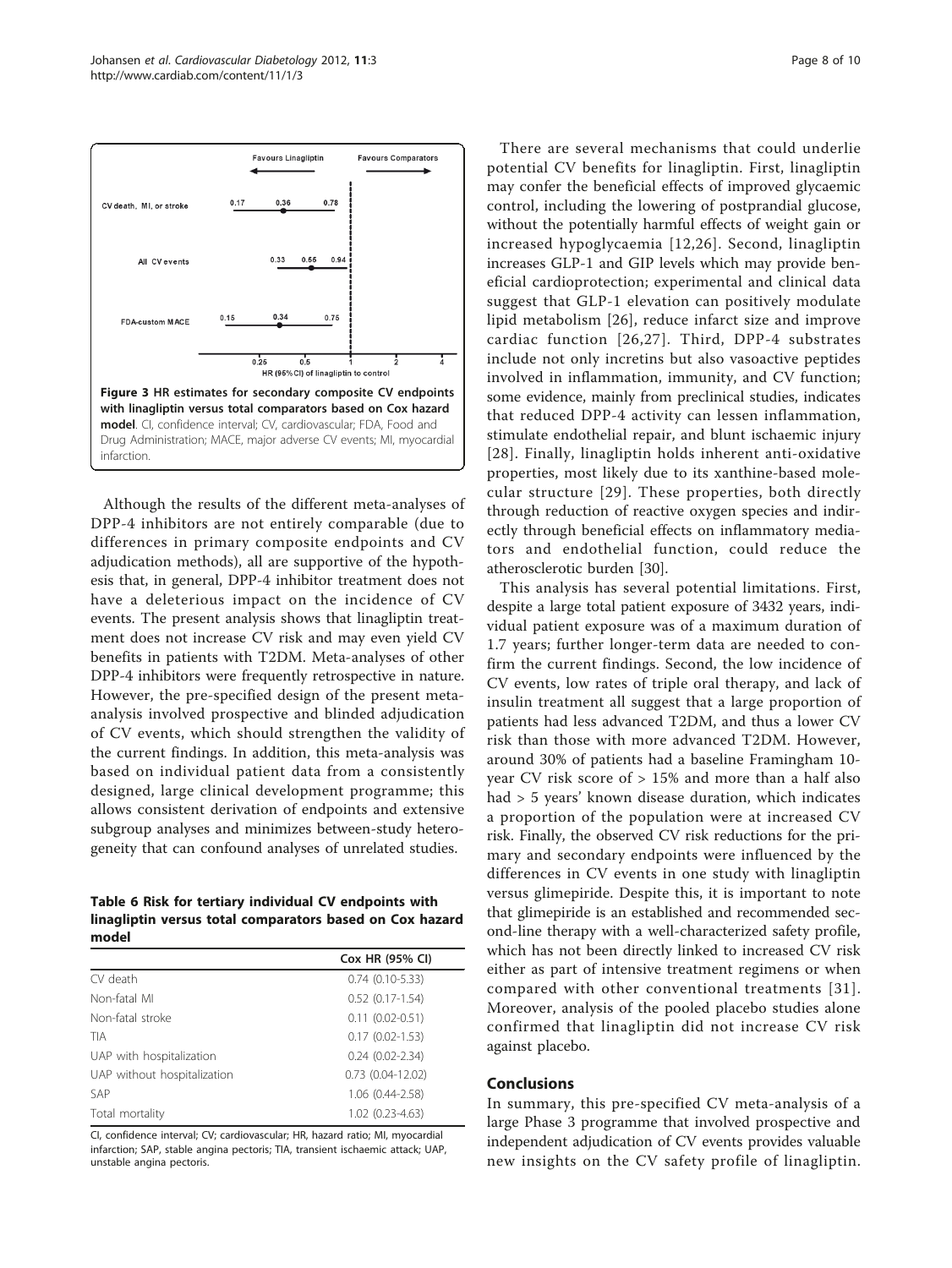**Figure 3 HR estimates for secondary composite CV endpoints with linagliptin versus total comparators based on Cox hazard model**. CI, confidence interval; CV, cardiovascular; FDA, Food and Drug Administration; MACE, major adverse CV events; MI, myocardial infarction.

Although the results of the different meta-analyses of DPP-4 inhibitors are not entirely comparable (due to differences in primary composite endpoints and CV adjudication methods), all are supportive of the hypothesis that, in general, DPP-4 inhibitor treatment does not have a deleterious impact on the incidence of CV events. The present analysis shows that linagliptin treatment does not increase CV risk and may even yield CV benefits in patients with T2DM. Meta-analyses of other DPP-4 inhibitors were frequently retrospective in nature. However, the pre-specified design of the present meta-analysis involved prospective and blinded adjudication of CV events, which should strengthen the validity of the current findings. In addition, this meta-analysis was based on individual patient data from a consistently designed, large clinical development programme; this allows consistent derivation of endpoints and extensive subgroup analyses and minimizes between-study heterogeneity that can confound analyses of unrelated studies.

**Table 6 Risk for tertiary individual CV endpoints with linagliptin versus total comparators based on Cox hazard model**

| | Cox HR (95% CI) |
|---|---|
| CV death | 0.74 (0.10-5.33) |
| Non-fatal MI | 0.52 (0.17-1.54) |
| Non-fatal stroke | 0.11 (0.02-0.51) |
| TIA | 0.17 (0.02-1.53) |
| UAP with hospitalization | 0.24 (0.02-2.34) |
| UAP without hospitalization | 0.73 (0.04-12.02) |
| SAP | 1.06 (0.44-2.58) |
| Total mortality | 1.02 (0.23-4.63) |

CI, confidence interval; CV; cardiovascular; HR, hazard ratio; MI, myocardial infarction; SAP, stable angina pectoris; TIA, transient ischaemic attack; UAP, unstable angina pectoris.

There are several mechanisms that could underlie potential CV benefits for linagliptin. First, linagliptin may confer the beneficial effects of improved glycaemic control, including the lowering of postprandial glucose, without the potentially harmful effects of weight gain or increased hypoglycaemia [12,26]. Second, linagliptin increases GLP-1 and GIP levels which may provide beneficial cardioprotection; experimental and clinical data suggest that GLP-1 elevation can positively modulate lipid metabolism [26], reduce infarct size and improve cardiac function [26,27]. Third, DPP-4 substrates include not only incretins but also vasoactive peptides involved in inflammation, immunity, and CV function; some evidence, mainly from preclinical studies, indicates that reduced DPP-4 activity can lessen inflammation, stimulate endothelial repair, and blunt ischaemic injury [28]. Finally, linagliptin holds inherent anti-oxidative properties, most likely due to its xanthine-based molecular structure [29]. These properties, both directly through reduction of reactive oxygen species and indirectly through beneficial effects on inflammatory mediators and endothelial function, could reduce the atherosclerotic burden [30].

This analysis has several potential limitations. First, despite a large total patient exposure of 3432 years, individual patient exposure was of a maximum duration of 1.7 years; further longer-term data are needed to confirm the current findings. Second, the low incidence of CV events, low rates of triple oral therapy, and lack of insulin treatment all suggest that a large proportion of patients had less advanced T2DM, and thus a lower CV risk than those with more advanced T2DM. However, around 30% of patients had a baseline Framingham 10-year CV risk score of > 15% and more than a half also had > 5 years' known disease duration, which indicates a proportion of the population were at increased CV risk. Finally, the observed CV risk reductions for the primary and secondary endpoints were influenced by the differences in CV events in one study with linagliptin versus glimepiride. Despite this, it is important to note that glimepiride is an established and recommended second-line therapy with a well-characterized safety profile, which has not been directly linked to increased CV risk either as part of intensive treatment regimens or when compared with other conventional treatments [31]. Moreover, analysis of the pooled placebo studies alone confirmed that linagliptin did not increase CV risk against placebo.

## Conclusions

In summary, this pre-specified CV meta-analysis of a large Phase 3 programme that involved prospective and independent adjudication of CV events provides valuable new insights on the CV safety profile of linagliptin.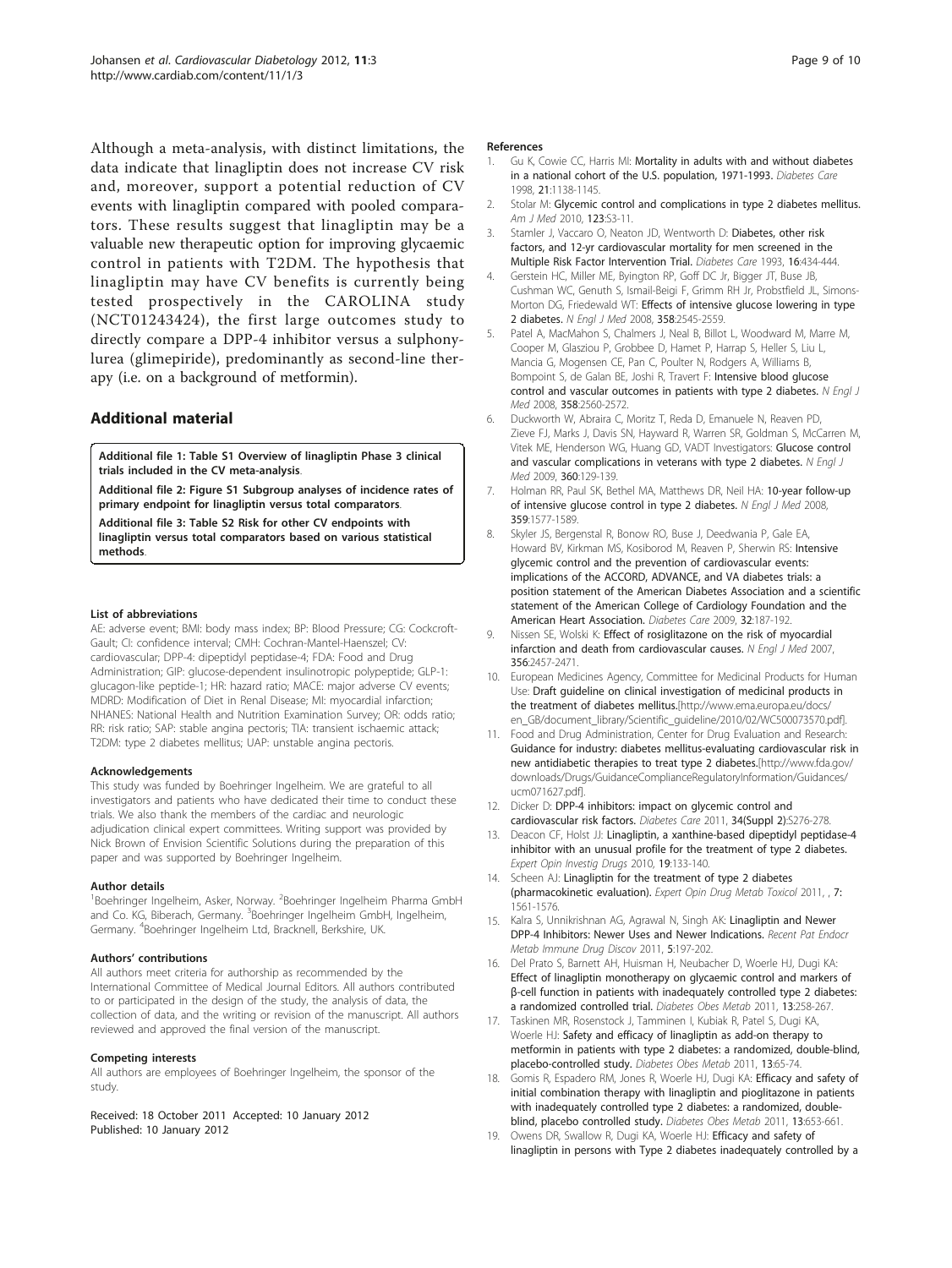Although a meta-analysis, with distinct limitations, the data indicate that linagliptin does not increase CV risk and, moreover, support a potential reduction of CV events with linagliptin compared with pooled comparators. These results suggest that linagliptin may be a valuable new therapeutic option for improving glycaemic control in patients with T2DM. The hypothesis that linagliptin may have CV benefits is currently being tested prospectively in the CAROLINA study (NCT01243424), the first large outcomes study to directly compare a DPP-4 inhibitor versus a sulphonylurea (glimepiride), predominantly as second-line therapy (i.e. on a background of metformin).

## Additional material

**Additional file 1: Table S1 Overview of linagliptin Phase 3 clinical trials included in the CV meta-analysis**.

**Additional file 2: Figure S1 Subgroup analyses of incidence rates of primary endpoint for linagliptin versus total comparators**.

**Additional file 3: Table S2 Risk for other CV endpoints with linagliptin versus total comparators based on various statistical methods**.

#### List of abbreviations

AE: adverse event; BMI: body mass index; BP: Blood Pressure; CG: Cockcroft-Gault; CI: confidence interval; CMH: Cochran-Mantel-Haenszel; CV: cardiovascular; DPP-4: dipeptidyl peptidase-4; FDA: Food and Drug Administration; GIP: glucose-dependent insulinotropic polypeptide; GLP-1: glucagon-like peptide-1; HR: hazard ratio; MACE: major adverse CV events; MDRD: Modification of Diet in Renal Disease; MI: myocardial infarction; NHANES: National Health and Nutrition Examination Survey; OR: odds ratio; RR: risk ratio; SAP: stable angina pectoris; TIA: transient ischaemic attack; T2DM: type 2 diabetes mellitus; UAP: unstable angina pectoris.

#### Acknowledgements

This study was funded by Boehringer Ingelheim. We are grateful to all investigators and patients who have dedicated their time to conduct these trials. We also thank the members of the cardiac and neurologic adjudication clinical expert committees. Writing support was provided by Nick Brown of Envision Scientific Solutions during the preparation of this paper and was supported by Boehringer Ingelheim.

#### Author details

[1]Boehringer Ingelheim, Asker, Norway. [2]Boehringer Ingelheim Pharma GmbH and Co. KG, Biberach, Germany. [3]Boehringer Ingelheim GmbH, Ingelheim, Germany. [4]Boehringer Ingelheim Ltd, Bracknell, Berkshire, UK.

#### Authors' contributions

All authors meet criteria for authorship as recommended by the International Committee of Medical Journal Editors. All authors contributed to or participated in the design of the study, the analysis of data, the collection of data, and the writing or revision of the manuscript. All authors reviewed and approved the final version of the manuscript.

#### Competing interests

All authors are employees of Boehringer Ingelheim, the sponsor of the study.

Received: 18 October 2011 Accepted: 10 January 2012
Published: 10 January 2012

#### References

1. Gu K, Cowie CC, Harris MI: **Mortality in adults with and without diabetes in a national cohort of the U.S. population, 1971-1993.** *Diabetes Care* 1998, **21**:1138-1145.
2. Stolar M: **Glycemic control and complications in type 2 diabetes mellitus.** *Am J Med* 2010, **123**:S3-11.
3. Stamler J, Vaccaro O, Neaton JD, Wentworth D: **Diabetes, other risk factors, and 12-yr cardiovascular mortality for men screened in the Multiple Risk Factor Intervention Trial.** *Diabetes Care* 1993, **16**:434-444.
4. Gerstein HC, Miller ME, Byington RP, Goff DC Jr, Bigger JT, Buse JB, Cushman WC, Genuth S, Ismail-Beigi F, Grimm RH Jr, Probstfield JL, Simons-Morton DG, Friedewald WT: **Effects of intensive glucose lowering in type 2 diabetes.** *N Engl J Med* 2008, **358**:2545-2559.
5. Patel A, MacMahon S, Chalmers J, Neal B, Billot L, Woodward M, Marre M, Cooper M, Glasziou P, Grobbee D, Hamet P, Harrap S, Heller S, Liu L, Mancia G, Mogensen CE, Pan C, Poulter N, Rodgers A, Williams B, Bompoint S, de Galan BE, Joshi R, Travert F: **Intensive blood glucose control and vascular outcomes in patients with type 2 diabetes.** *N Engl J Med* 2008, **358**:2560-2572.
6. Duckworth W, Abraira C, Moritz T, Reda D, Emanuele N, Reaven PD, Zieve FJ, Marks J, Davis SN, Hayward R, Warren SR, Goldman S, McCarren M, Vitek ME, Henderson WG, Huang GD, VADT Investigators: **Glucose control and vascular complications in veterans with type 2 diabetes.** *N Engl J Med* 2009, **360**:129-139.
7. Holman RR, Paul SK, Bethel MA, Matthews DR, Neil HA: **10-year follow-up of intensive glucose control in type 2 diabetes.** *N Engl J Med* 2008, **359**:1577-1589.
8. Skyler JS, Bergenstal R, Bonow RO, Buse J, Deedwania P, Gale EA, Howard BV, Kirkman MS, Kosiborod M, Reaven P, Sherwin RS: **Intensive glycemic control and the prevention of cardiovascular events: implications of the ACCORD, ADVANCE, and VA diabetes trials: a position statement of the American Diabetes Association and a scientific statement of the American College of Cardiology Foundation and the American Heart Association.** *Diabetes Care* 2009, **32**:187-192.
9. Nissen SE, Wolski K: **Effect of rosiglitazone on the risk of myocardial infarction and death from cardiovascular causes.** *N Engl J Med* 2007, **356**:2457-2471.
10. European Medicines Agency, Committee for Medicinal Products for Human Use: **Draft guideline on clinical investigation of medicinal products in the treatment of diabetes mellitus.**[http://www.ema.europa.eu/docs/en_GB/document_library/Scientific_guideline/2010/02/WC500073570.pdf].
11. Food and Drug Administration, Center for Drug Evaluation and Research: **Guidance for industry: diabetes mellitus-evaluating cardiovascular risk in new antidiabetic therapies to treat type 2 diabetes.**[http://www.fda.gov/downloads/Drugs/GuidanceComplianceRegulatoryInformation/Guidances/ucm071627.pdf].
12. Dicker D: **DPP-4 inhibitors: impact on glycemic control and cardiovascular risk factors.** *Diabetes Care* 2011, **34(Suppl 2)**:S276-278.
13. Deacon CF, Holst JJ: **Linagliptin, a xanthine-based dipeptidyl peptidase-4 inhibitor with an unusual profile for the treatment of type 2 diabetes.** *Expert Opin Investig Drugs* 2010, **19**:133-140.
14. Scheen AJ: **Linagliptin for the treatment of type 2 diabetes (pharmacokinetic evaluation).** *Expert Opin Drug Metab Toxicol* 2011, , **7**: 1561-1576.
15. Kalra S, Unnikrishnan AG, Agrawal N, Singh AK: **Linagliptin and Newer DPP-4 Inhibitors: Newer Uses and Newer Indications.** *Recent Pat Endocr Metab Immune Drug Discov* 2011, **5**:197-202.
16. Del Prato S, Barnett AH, Huisman H, Neubacher D, Woerle HJ, Dugi KA: **Effect of linagliptin monotherapy on glycaemic control and markers of β-cell function in patients with inadequately controlled type 2 diabetes: a randomized controlled trial.** *Diabetes Obes Metab* 2011, **13**:258-267.
17. Taskinen MR, Rosenstock J, Tamminen I, Kubiak R, Patel S, Dugi KA, Woerle HJ: **Safety and efficacy of linagliptin as add-on therapy to metformin in patients with type 2 diabetes: a randomized, double-blind, placebo-controlled study.** *Diabetes Obes Metab* 2011, **13**:65-74.
18. Gomis R, Espadero RM, Jones R, Woerle HJ, Dugi KA: **Efficacy and safety of initial combination therapy with linagliptin and pioglitazone in patients with inadequately controlled type 2 diabetes: a randomized, double-blind, placebo controlled study.** *Diabetes Obes Metab* 2011, **13**:653-661.
19. Owens DR, Swallow R, Dugi KA, Woerle HJ: **Efficacy and safety of linagliptin in persons with Type 2 diabetes inadequately controlled by a**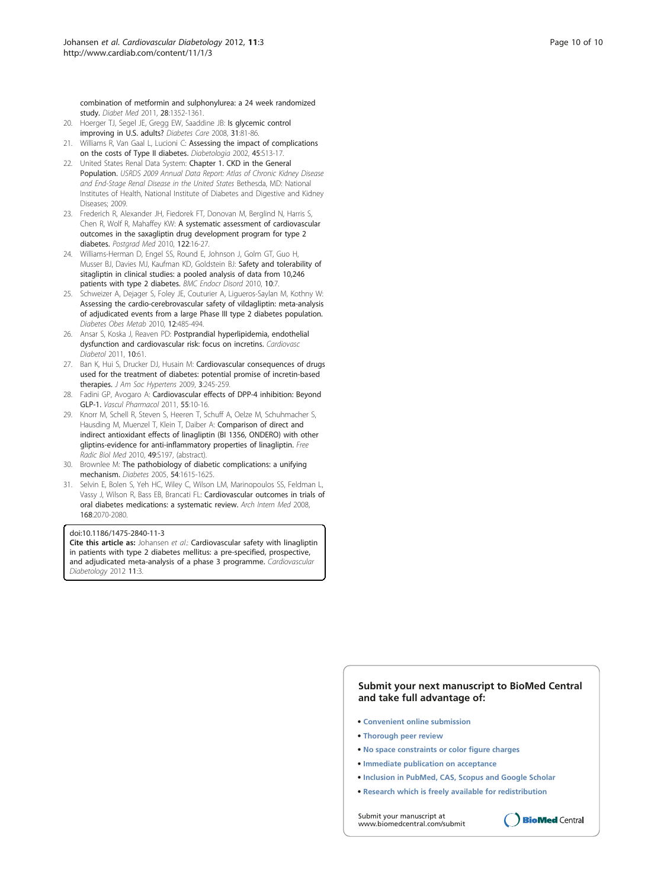combination of metformin and sulphonylurea: a 24 week randomized study. *Diabet Med* 2011, **28**:1352-1361.

20. Hoerger TJ, Segel JE, Gregg EW, Saaddine JB: **Is glycemic control improving in U.S. adults?** *Diabetes Care* 2008, **31**:81-86.
21. Williams R, Van Gaal L, Lucioni C: **Assessing the impact of complications on the costs of Type II diabetes.** *Diabetologia* 2002, **45**:S13-17.
22. United States Renal Data System: **Chapter 1. CKD in the General Population.** *USRDS 2009 Annual Data Report: Atlas of Chronic Kidney Disease and End-Stage Renal Disease in the United States* Bethesda, MD: National Institutes of Health, National Institute of Diabetes and Digestive and Kidney Diseases; 2009.
23. Frederich R, Alexander JH, Fiedorek FT, Donovan M, Berglind N, Harris S, Chen R, Wolf R, Mahaffey KW: **A systematic assessment of cardiovascular outcomes in the saxagliptin drug development program for type 2 diabetes.** *Postgrad Med* 2010, **122**:16-27.
24. Williams-Herman D, Engel SS, Round E, Johnson J, Golm GT, Guo H, Musser BJ, Davies MJ, Kaufman KD, Goldstein BJ: **Safety and tolerability of sitagliptin in clinical studies: a pooled analysis of data from 10,246 patients with type 2 diabetes.** *BMC Endocr Disord* 2010, **10**:7.
25. Schweizer A, Dejager S, Foley JE, Couturier A, Ligueros-Saylan M, Kothny W: **Assessing the cardio-cerebrovascular safety of vildagliptin: meta-analysis of adjudicated events from a large Phase III type 2 diabetes population.** *Diabetes Obes Metab* 2010, **12**:485-494.
26. Ansar S, Koska J, Reaven PD: **Postprandial hyperlipidemia, endothelial dysfunction and cardiovascular risk: focus on incretins.** *Cardiovasc Diabetol* 2011, **10**:61.
27. Ban K, Hui S, Drucker DJ, Husain M: **Cardiovascular consequences of drugs used for the treatment of diabetes: potential promise of incretin-based therapies.** *J Am Soc Hypertens* 2009, **3**:245-259.
28. Fadini GP, Avogaro A: **Cardiovascular effects of DPP-4 inhibition: Beyond GLP-1.** *Vascul Pharmacol* 2011, **55**:10-16.
29. Knorr M, Schell R, Steven S, Heeren T, Schuff A, Oelze M, Schuhmacher S, Hausding M, Muenzel T, Klein T, Daiber A: **Comparison of direct and indirect antioxidant effects of linagliptin (BI 1356, ONDERO) with other gliptins-evidence for anti-inflammatory properties of linagliptin.** *Free Radic Biol Med* 2010, **49**:S197, (abstract).
30. Brownlee M: **The pathobiology of diabetic complications: a unifying mechanism.** *Diabetes* 2005, **54**:1615-1625.
31. Selvin E, Bolen S, Yeh HC, Wiley C, Wilson LM, Marinopoulos SS, Feldman L, Vassy J, Wilson R, Bass EB, Brancati FL: **Cardiovascular outcomes in trials of oral diabetes medications: a systematic review.** *Arch Intern Med* 2008, **168**:2070-2080.

doi:10.1186/1475-2840-11-3

**Cite this article as:** Johansen *et al.*: Cardiovascular safety with linagliptin in patients with type 2 diabetes mellitus: a pre-specified, prospective, and adjudicated meta-analysis of a phase 3 programme. *Cardiovascular Diabetology* 2012 **11**:3.

**Submit your next manuscript to BioMed Central and take full advantage of:**

- Convenient online submission
- Thorough peer review
- No space constraints or color figure charges
- Immediate publication on acceptance
- Inclusion in PubMed, CAS, Scopus and Google Scholar
- Research which is freely available for redistribution

Submit your manuscript at
www.biomedcentral.com/submit

BioMed Central